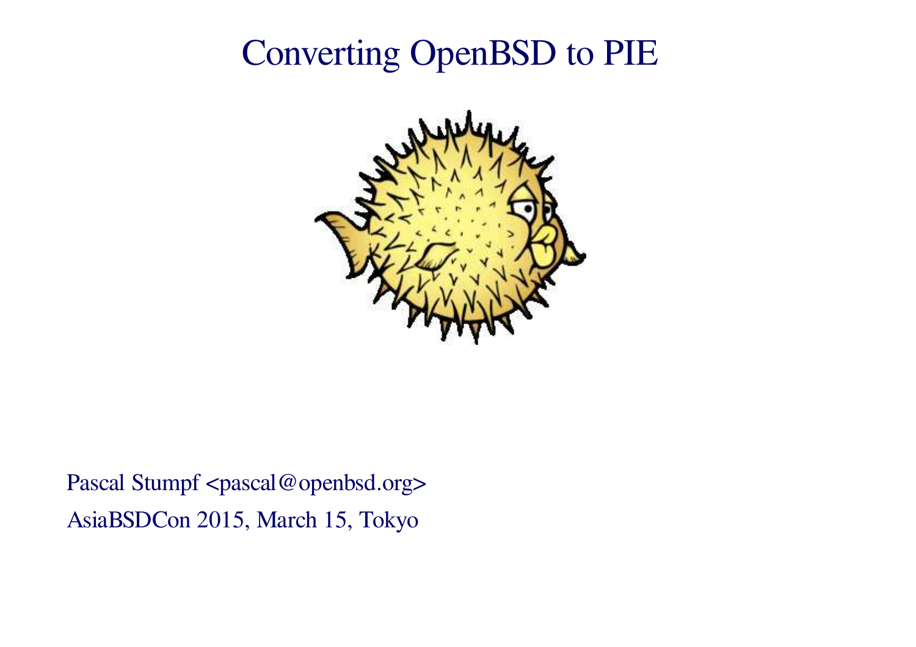# Converting OpenBSD to PIE

Pascal Stumpf <pascal@openbsd.org>

AsiaBSDCon 2015, March 15, Tokyo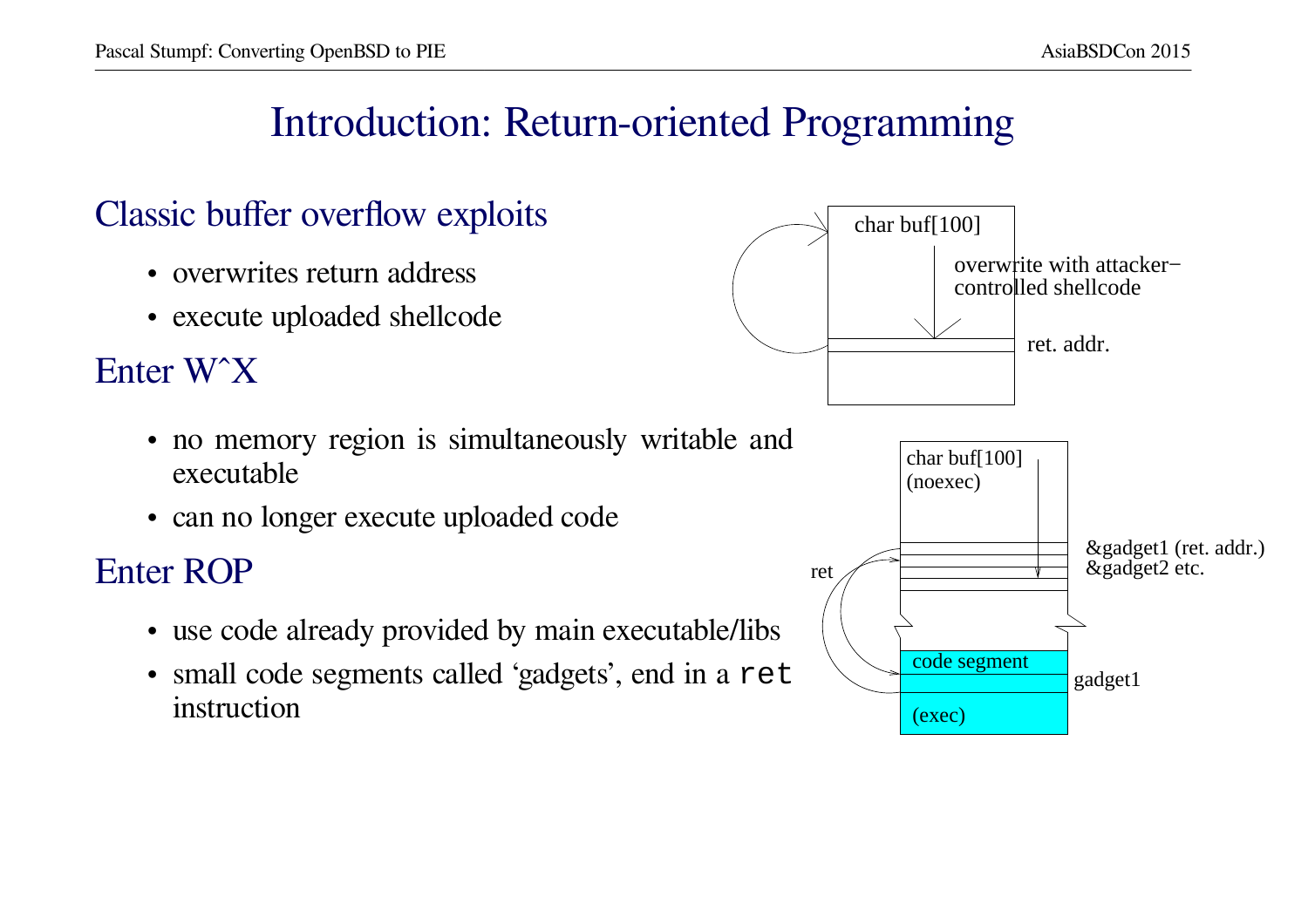# Introduction: Return-oriented Programming

## Classic buffer overflow exploits

- overwrites return address
- execute uploaded shellcode

## Enter W^X

- no memory region is simultaneously writable and executable
- can no longer execute uploaded code

## Enter ROP

- use code already provided by main executable/libs
- small code segments called 'gadgets', end in a `ret` instruction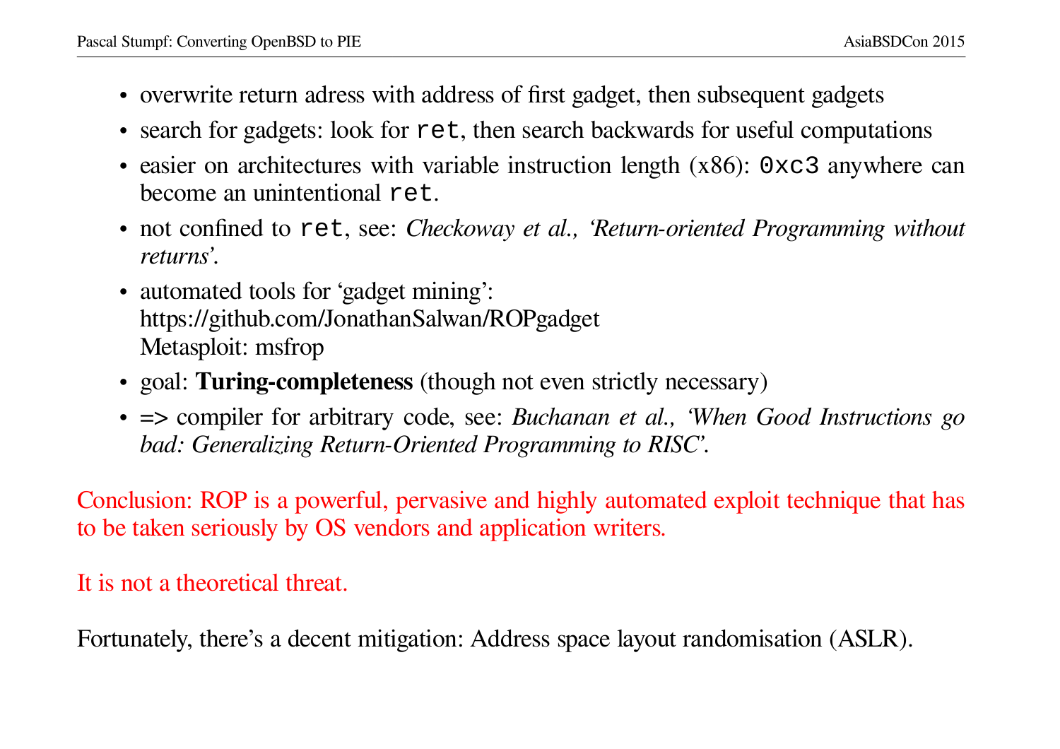- overwrite return adress with address of first gadget, then subsequent gadgets
- search for gadgets: look for `ret`, then search backwards for useful computations
- easier on architectures with variable instruction length (x86): `0xc3` anywhere can become an unintentional `ret`.
- not confined to `ret`, see: *Checkoway et al., 'Return-oriented Programming without returns'*.
- automated tools for 'gadget mining':
  https://github.com/JonathanSalwan/ROPgadget
  Metasploit: msfrop
- goal: **Turing-completeness** (though not even strictly necessary)
- => compiler for arbitrary code, see: *Buchanan et al., 'When Good Instructions go bad: Generalizing Return-Oriented Programming to RISC'*.

Conclusion: ROP is a powerful, pervasive and highly automated exploit technique that has to be taken seriously by OS vendors and application writers.

It is not a theoretical threat.

Fortunately, there's a decent mitigation: Address space layout randomisation (ASLR).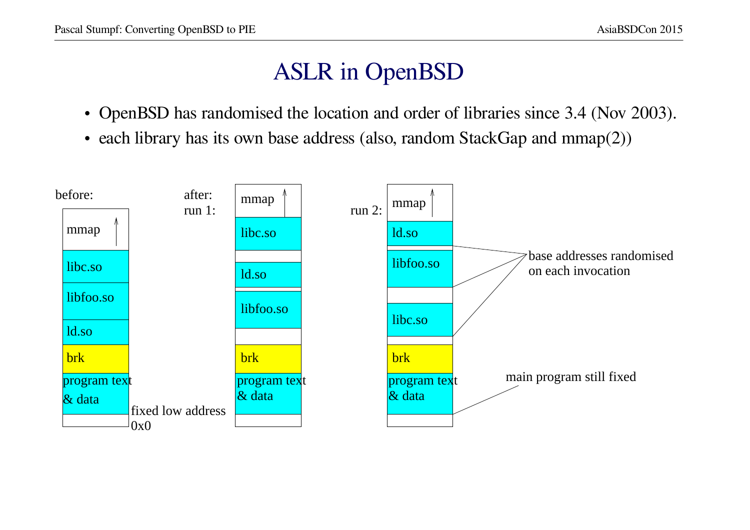# ASLR in OpenBSD

- OpenBSD has randomised the location and order of libraries since 3.4 (Nov 2003).
- each library has its own base address (also, random StackGap and mmap(2))

before:

| mmap ↑ |
|---|
| libc.so |
| libfoo.so |
| ld.so |
| brk |
| program text & data |
| |

fixed low address 0x0

after: run 1:

| mmap ↑ |
|---|
| libc.so |
| |
| ld.so |
| libfoo.so |
| |
| brk |
| program text & data |
| |

run 2:

| mmap ↑ |
|---|
| ld.so |
| libfoo.so |
| |
| libc.so |
| |
| brk |
| program text & data |
| |

base addresses randomised on each invocation

main program still fixed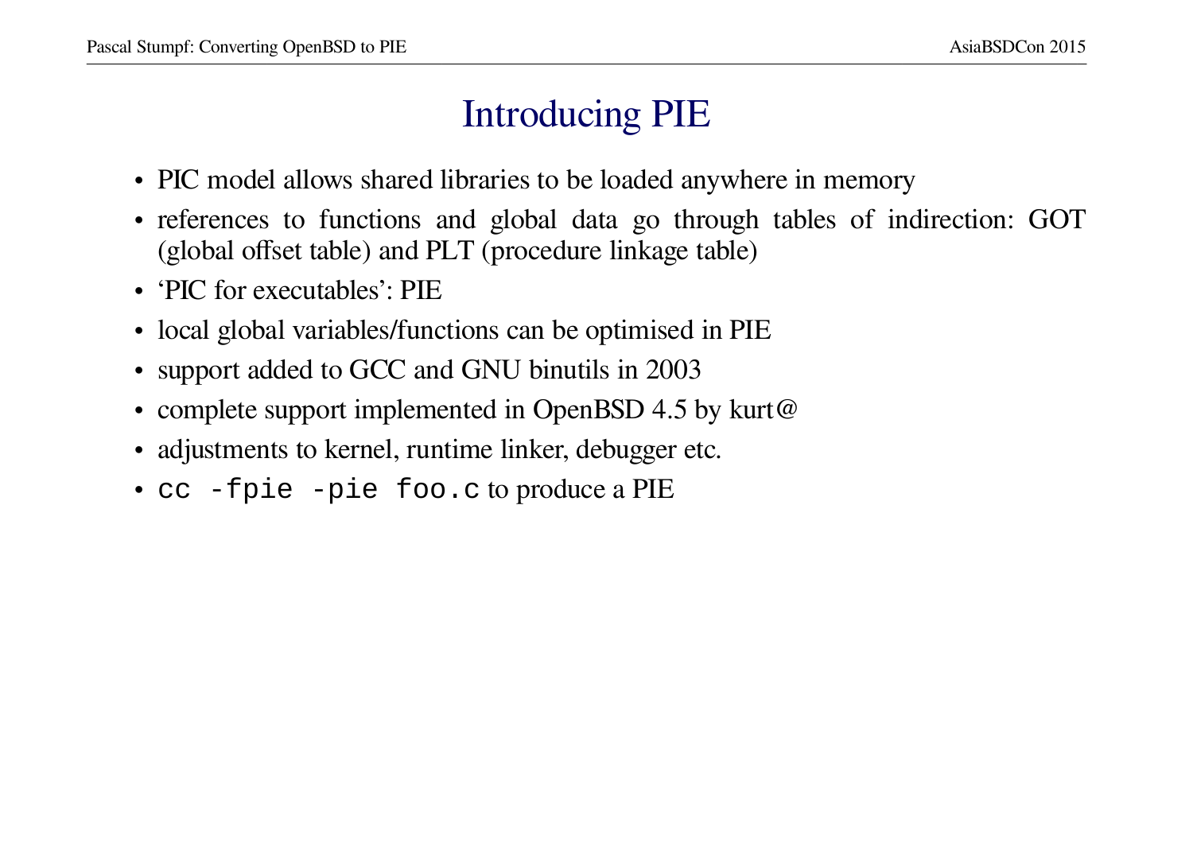# Introducing PIE

- PIC model allows shared libraries to be loaded anywhere in memory
- references to functions and global data go through tables of indirection: GOT (global offset table) and PLT (procedure linkage table)
- 'PIC for executables': PIE
- local global variables/functions can be optimised in PIE
- support added to GCC and GNU binutils in 2003
- complete support implemented in OpenBSD 4.5 by kurt@
- adjustments to kernel, runtime linker, debugger etc.
- `cc -fpie -pie foo.c` to produce a PIE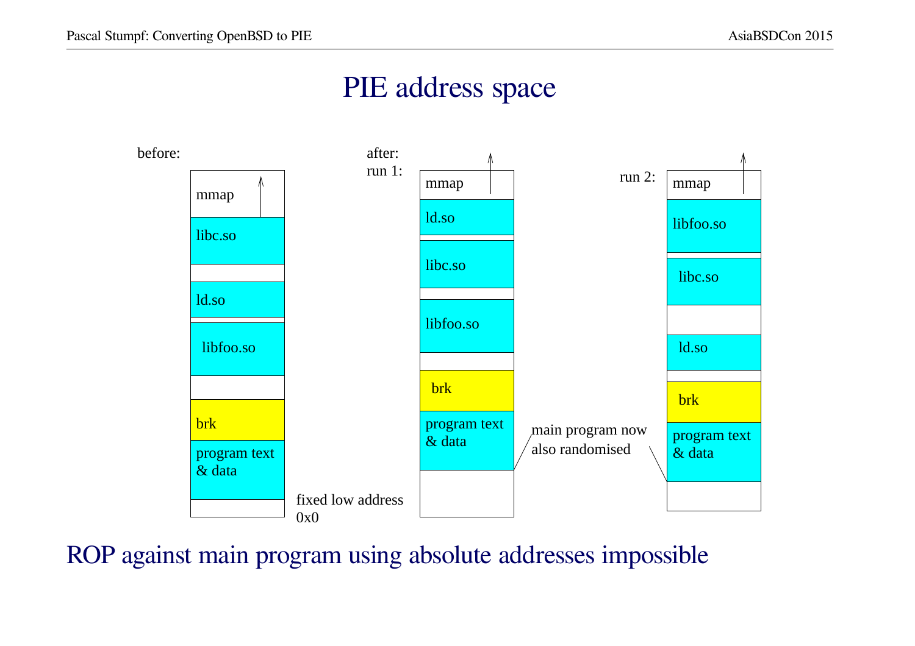# PIE address space

before:

| mmap |
|---|
| libc.so |
| |
| ld.so |
| |
| libfoo.so |
| |
| brk |
| program text & data |
| |

fixed low address 0x0

after:

run 1:

| mmap |
|---|
| ld.so |
| |
| libc.so |
| |
| libfoo.so |
| |
| brk |
| program text & data |
| |

main program now also randomised

run 2:

| mmap |
|---|
| libfoo.so |
| |
| libc.so |
| |
| ld.so |
| |
| brk |
| program text & data |
| |

ROP against main program using absolute addresses impossible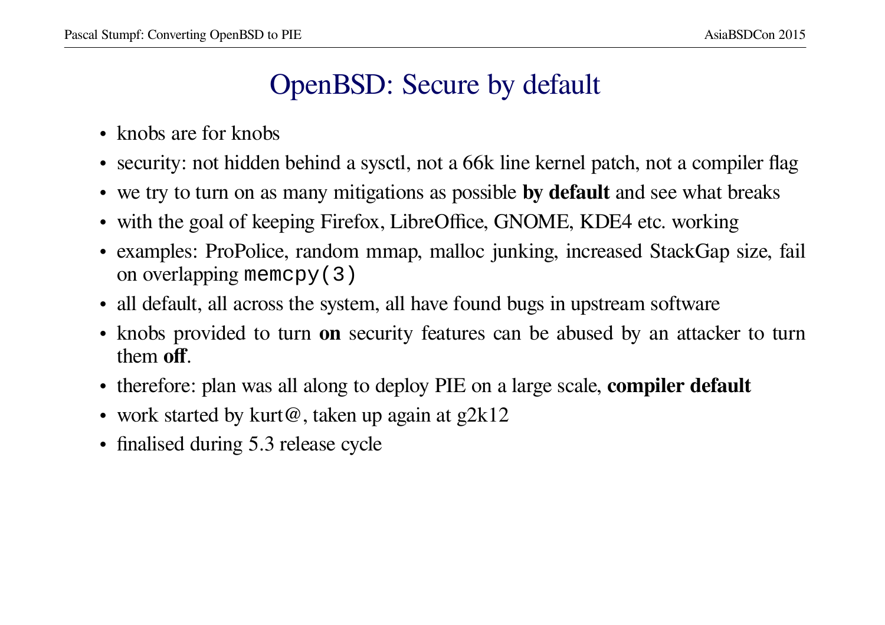# OpenBSD: Secure by default

- knobs are for knobs
- security: not hidden behind a sysctl, not a 66k line kernel patch, not a compiler flag
- we try to turn on as many mitigations as possible **by default** and see what breaks
- with the goal of keeping Firefox, LibreOffice, GNOME, KDE4 etc. working
- examples: ProPolice, random mmap, malloc junking, increased StackGap size, fail on overlapping `memcpy(3)`
- all default, all across the system, all have found bugs in upstream software
- knobs provided to turn **on** security features can be abused by an attacker to turn them **off**.
- therefore: plan was all along to deploy PIE on a large scale, **compiler default**
- work started by kurt@, taken up again at g2k12
- finalised during 5.3 release cycle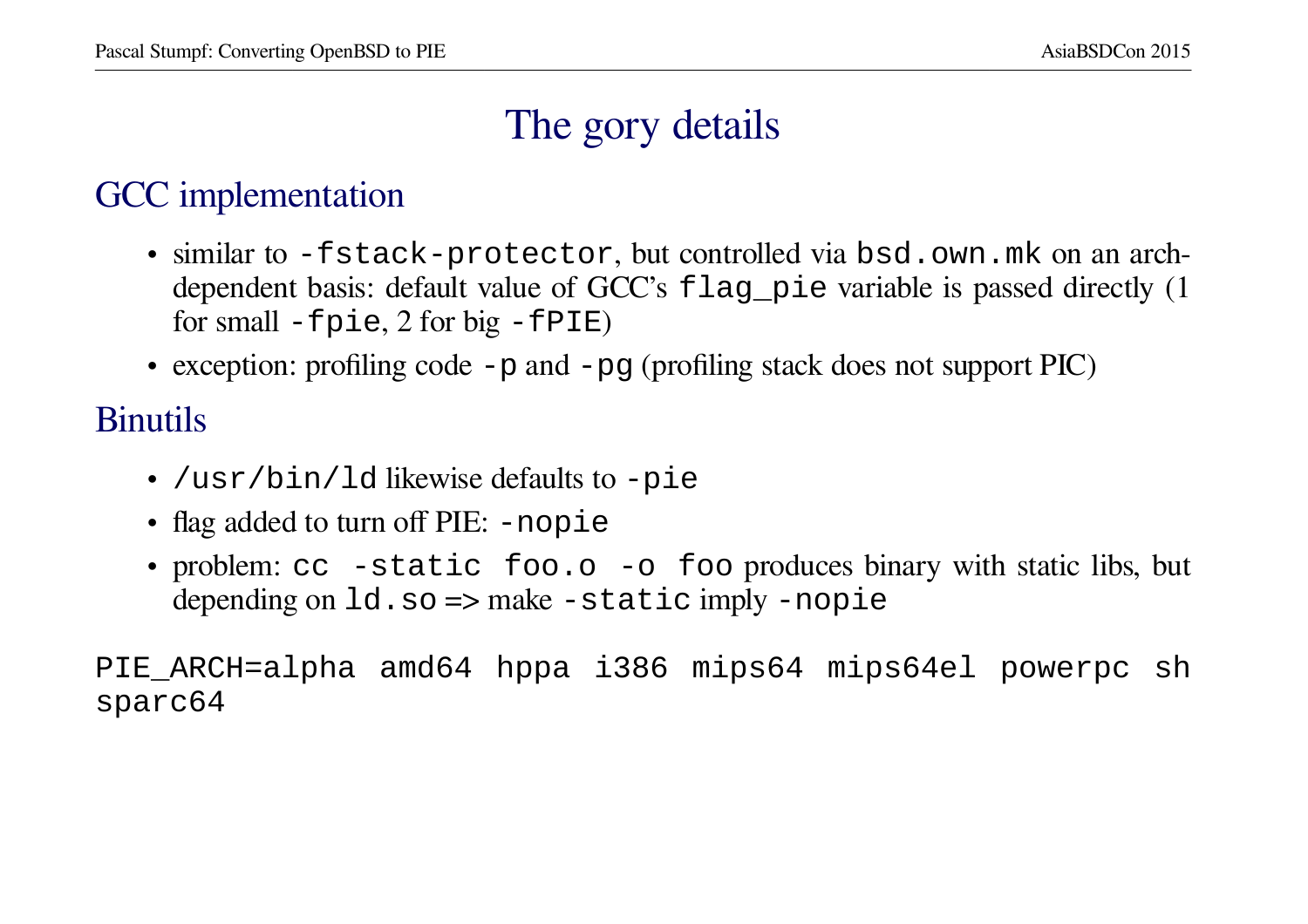# The gory details

## GCC implementation

- similar to `-fstack-protector`, but controlled via `bsd.own.mk` on an arch-dependent basis: default value of GCC's `flag_pie` variable is passed directly (1 for small `-fpie`, 2 for big `-fPIE`)
- exception: profiling code `-p` and `-pg` (profiling stack does not support PIC)

## Binutils

- `/usr/bin/ld` likewise defaults to `-pie`
- flag added to turn off PIE: `-nopie`
- problem: `cc -static foo.o -o foo` produces binary with static libs, but depending on `ld.so` => make `-static` imply `-nopie`

```
PIE_ARCH=alpha amd64 hppa i386 mips64 mips64el powerpc sh
sparc64
```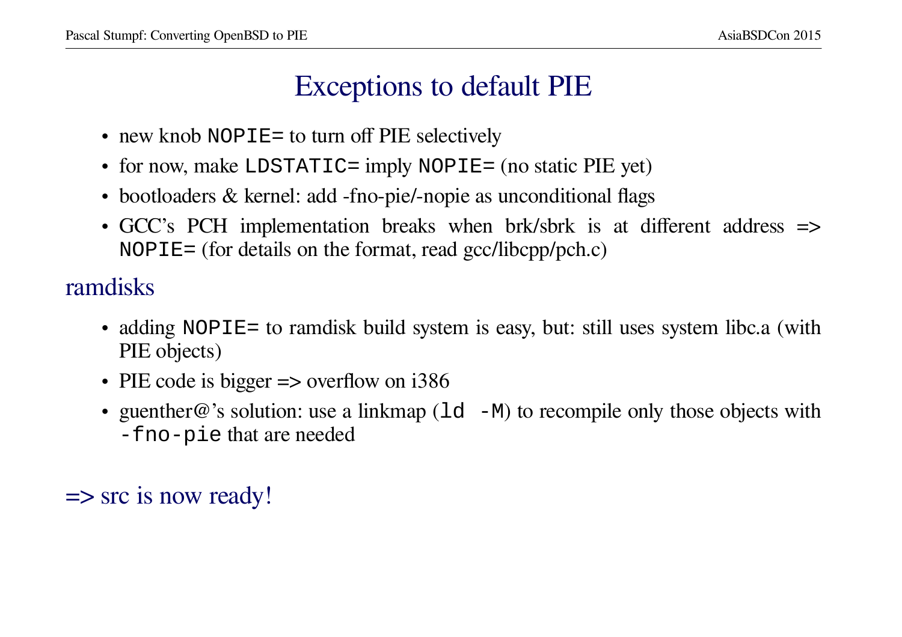# Exceptions to default PIE

- new knob `NOPIE=` to turn off PIE selectively
- for now, make `LDSTATIC=` imply `NOPIE=` (no static PIE yet)
- bootloaders & kernel: add -fno-pie/-nopie as unconditional flags
- GCC's PCH implementation breaks when brk/sbrk is at different address => `NOPIE=` (for details on the format, read gcc/libcpp/pch.c)

## ramdisks

- adding `NOPIE=` to ramdisk build system is easy, but: still uses system libc.a (with PIE objects)
- PIE code is bigger => overflow on i386
- guenther@'s solution: use a linkmap (`ld -M`) to recompile only those objects with `-fno-pie` that are needed

## => src is now ready!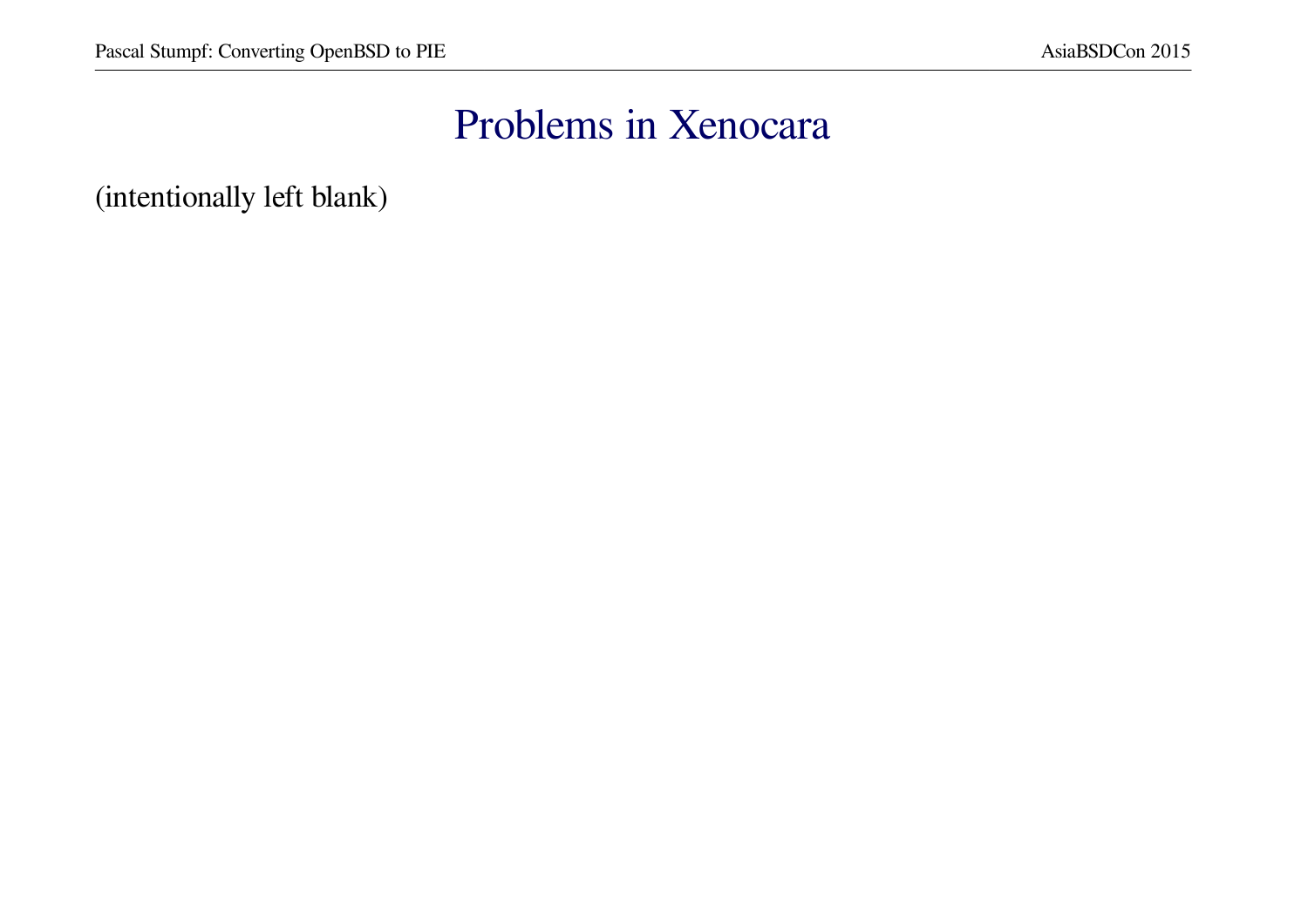# Problems in Xenocara

(intentionally left blank)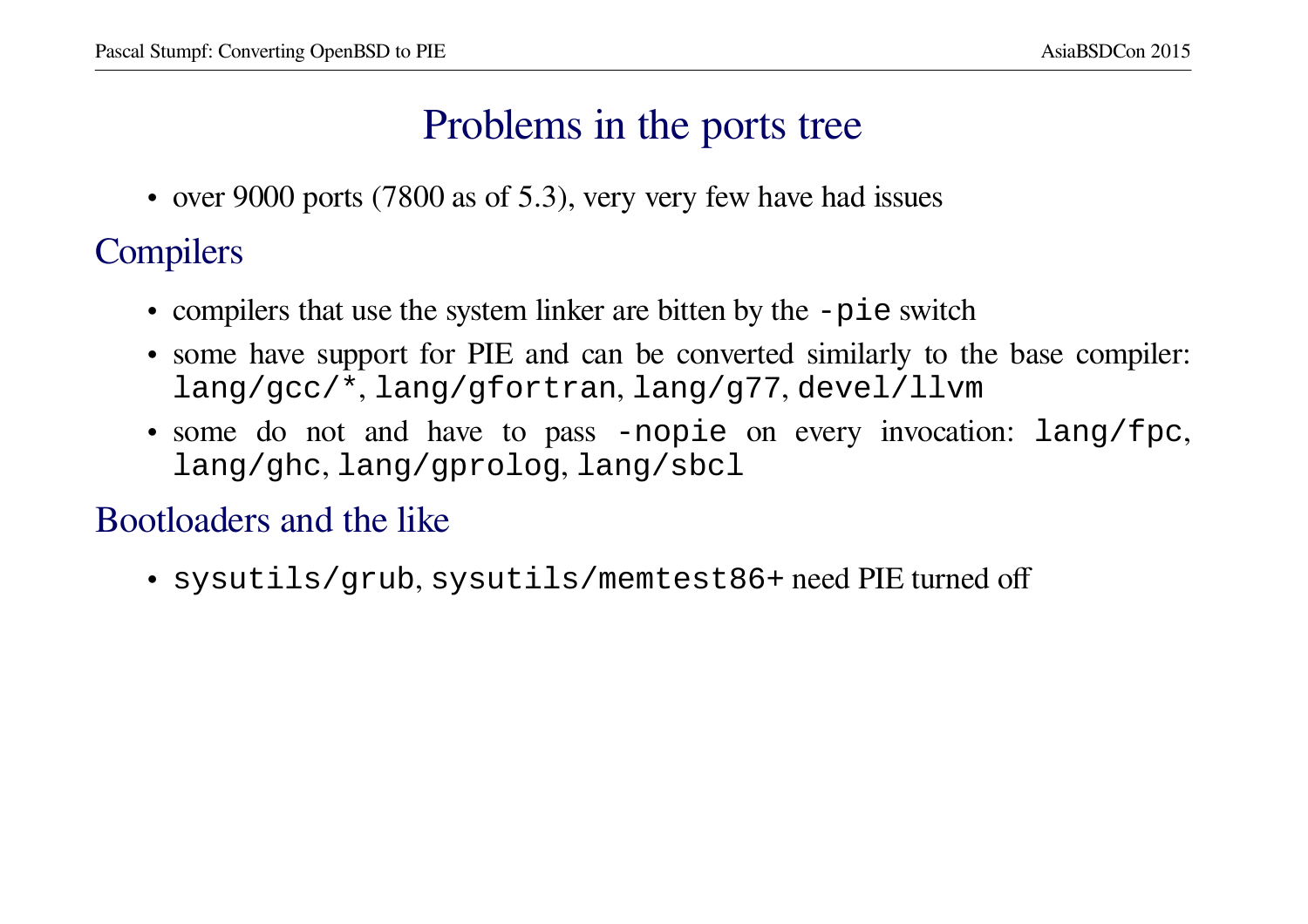# Problems in the ports tree

- over 9000 ports (7800 as of 5.3), very very few have had issues

## Compilers

- compilers that use the system linker are bitten by the `-pie` switch
- some have support for PIE and can be converted similarly to the base compiler: `lang/gcc/*`, `lang/gfortran`, `lang/g77`, `devel/llvm`
- some do not and have to pass `-nopie` on every invocation: `lang/fpc`, `lang/ghc`, `lang/gprolog`, `lang/sbcl`

## Bootloaders and the like

- `sysutils/grub`, `sysutils/memtest86+` need PIE turned off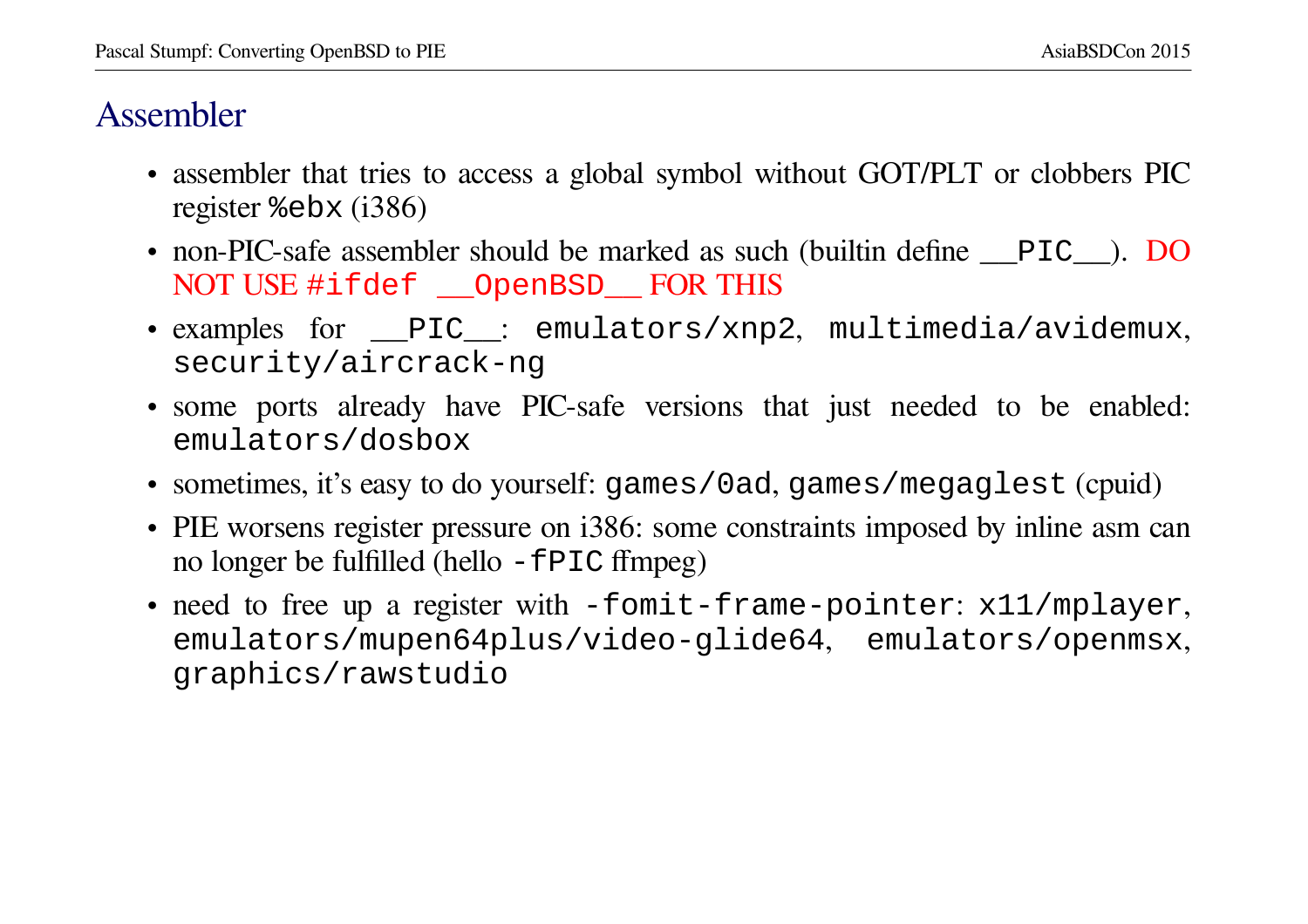# Assembler

- assembler that tries to access a global symbol without GOT/PLT or clobbers PIC register `%ebx` (i386)
- non-PIC-safe assembler should be marked as such (builtin define `__PIC__`). DO NOT USE `#ifdef __OpenBSD__` FOR THIS
- examples for `__PIC__`: `emulators/xnp2`, `multimedia/avidemux`, `security/aircrack-ng`
- some ports already have PIC-safe versions that just needed to be enabled: `emulators/dosbox`
- sometimes, it's easy to do yourself: `games/0ad`, `games/megaglest` (cpuid)
- PIE worsens register pressure on i386: some constraints imposed by inline asm can no longer be fulfilled (hello `-fPIC` ffmpeg)
- need to free up a register with `-fomit-frame-pointer`: `x11/mplayer`, `emulators/mupen64plus/video-glide64`, `emulators/openmsx`, `graphics/rawstudio`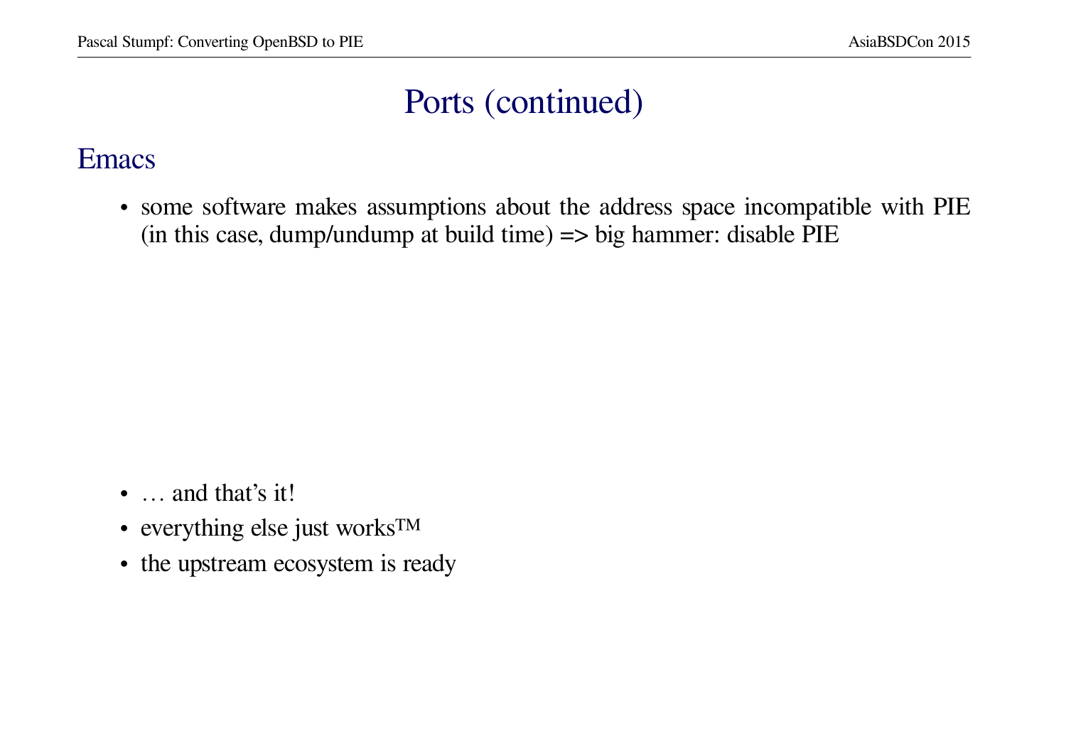# Ports (continued)

## Emacs

- some software makes assumptions about the address space incompatible with PIE (in this case, dump/undump at build time) => big hammer: disable PIE

- … and that's it!
- everything else just works™
- the upstream ecosystem is ready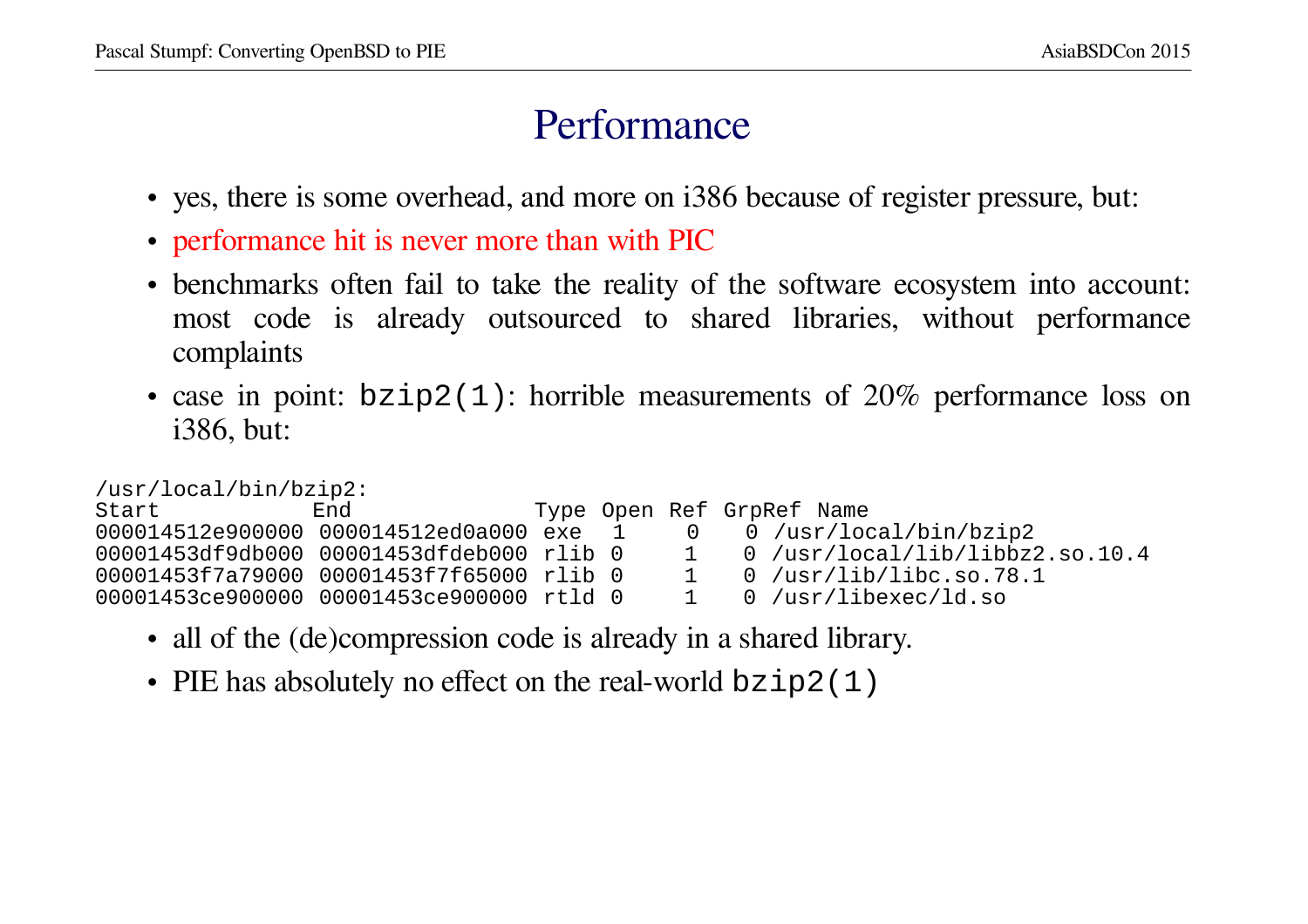# Performance

- yes, there is some overhead, and more on i386 because of register pressure, but:
- performance hit is never more than with PIC
- benchmarks often fail to take the reality of the software ecosystem into account: most code is already outsourced to shared libraries, without performance complaints
- case in point: `bzip2(1)`: horrible measurements of 20% performance loss on i386, but:

```
/usr/local/bin/bzip2:
Start            End              Type Open Ref GrpRef Name
000014512e900000 000014512ed0a000 exe  1    0   0 /usr/local/bin/bzip2
00001453df9db000 00001453dfdeb000 rlib 0    1   0 /usr/local/lib/libbz2.so.10.4
00001453f7a79000 00001453f7f65000 rlib 0    1   0 /usr/lib/libc.so.78.1
00001453ce900000 00001453ce900000 rtld 0    1   0 /usr/libexec/ld.so
```

- all of the (de)compression code is already in a shared library.
- PIE has absolutely no effect on the real-world `bzip2(1)`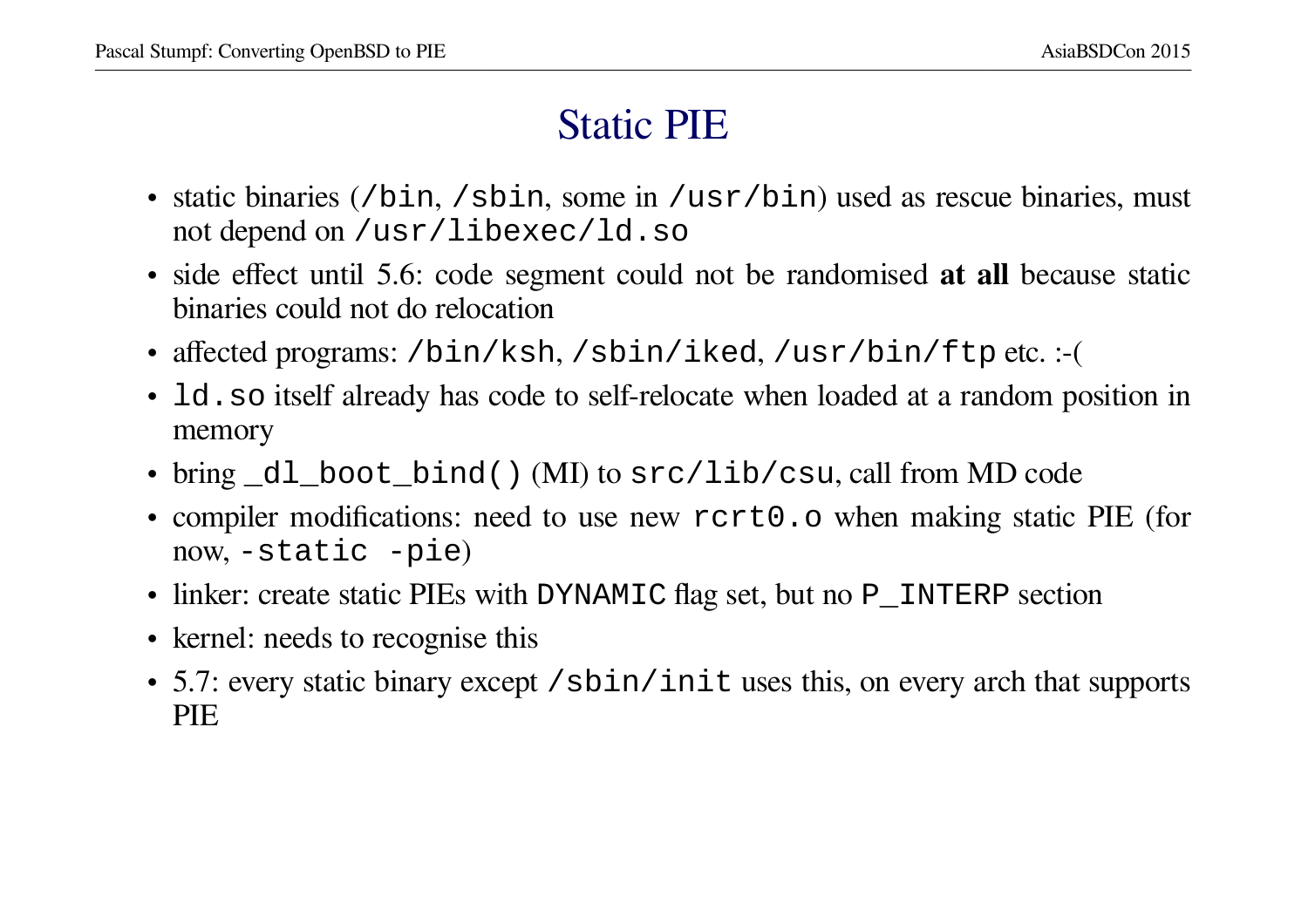# Static PIE

- static binaries (`/bin`, `/sbin`, some in `/usr/bin`) used as rescue binaries, must not depend on `/usr/libexec/ld.so`
- side effect until 5.6: code segment could not be randomised **at all** because static binaries could not do relocation
- affected programs: `/bin/ksh`, `/sbin/iked`, `/usr/bin/ftp` etc. :-(
- `ld.so` itself already has code to self-relocate when loaded at a random position in memory
- bring `_dl_boot_bind()` (MI) to `src/lib/csu`, call from MD code
- compiler modifications: need to use new `rcrt0.o` when making static PIE (for now, `-static -pie`)
- linker: create static PIEs with `DYNAMIC` flag set, but no `P_INTERP` section
- kernel: needs to recognise this
- 5.7: every static binary except `/sbin/init` uses this, on every arch that supports PIE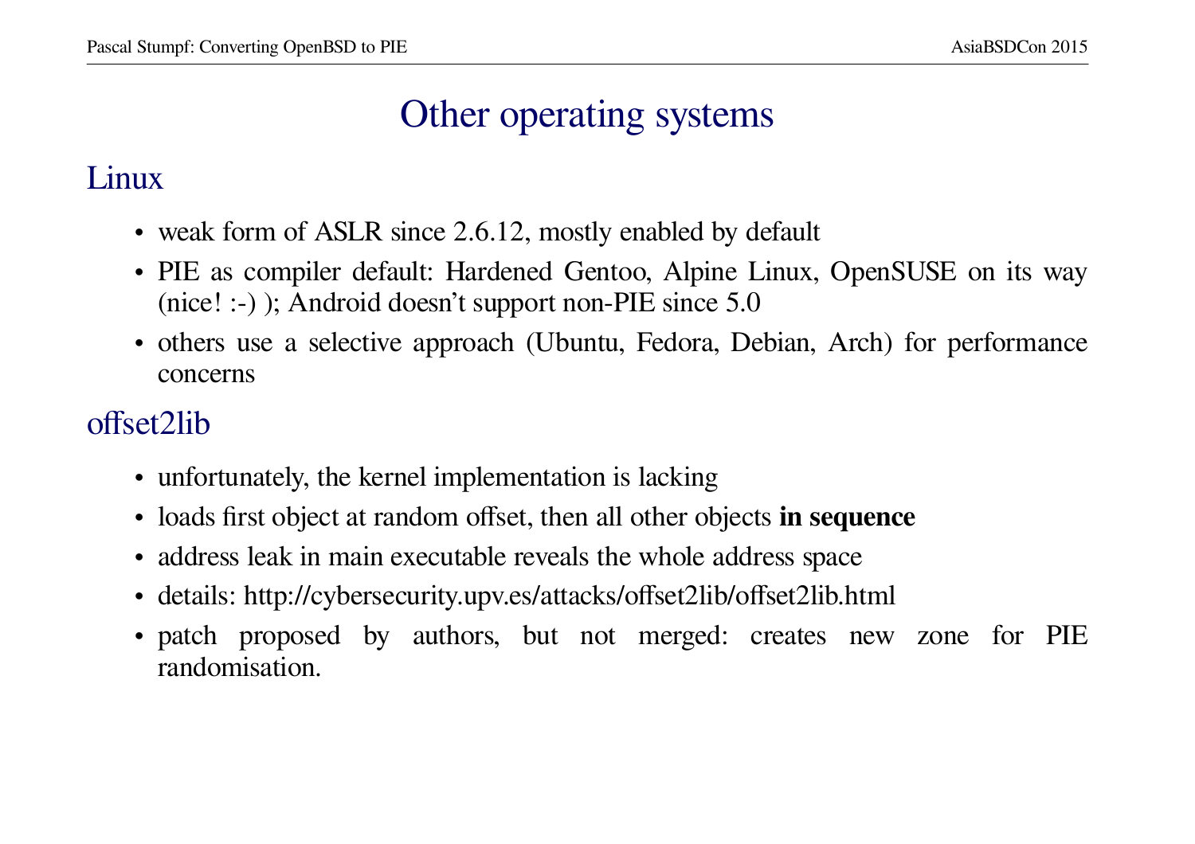# Other operating systems

## Linux

- weak form of ASLR since 2.6.12, mostly enabled by default
- PIE as compiler default: Hardened Gentoo, Alpine Linux, OpenSUSE on its way (nice! :-) ); Android doesn't support non-PIE since 5.0
- others use a selective approach (Ubuntu, Fedora, Debian, Arch) for performance concerns

## offset2lib

- unfortunately, the kernel implementation is lacking
- loads first object at random offset, then all other objects **in sequence**
- address leak in main executable reveals the whole address space
- details: http://cybersecurity.upv.es/attacks/offset2lib/offset2lib.html
- patch proposed by authors, but not merged: creates new zone for PIE randomisation.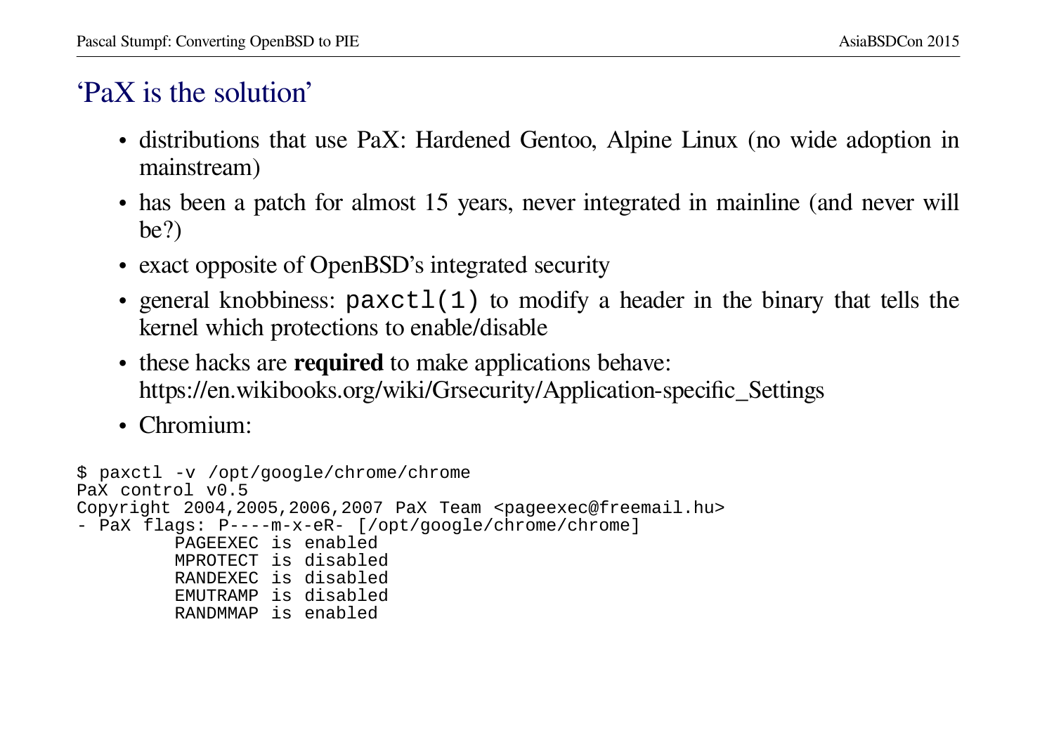# ‘PaX is the solution’

- distributions that use PaX: Hardened Gentoo, Alpine Linux (no wide adoption in mainstream)
- has been a patch for almost 15 years, never integrated in mainline (and never will be?)
- exact opposite of OpenBSD’s integrated security
- general knobbiness: `paxctl(1)` to modify a header in the binary that tells the kernel which protections to enable/disable
- these hacks are **required** to make applications behave: https://en.wikibooks.org/wiki/Grsecurity/Application-specific_Settings
- Chromium:

```
$ paxctl -v /opt/google/chrome/chrome
PaX control v0.5
Copyright 2004,2005,2006,2007 PaX Team <pageexec@freemail.hu>
- PaX flags: P----m-x-eR- [/opt/google/chrome/chrome]
         PAGEEXEC is enabled
         MPROTECT is disabled
         RANDEXEC is disabled
         EMUTRAMP is disabled
         RANDMMAP is enabled
```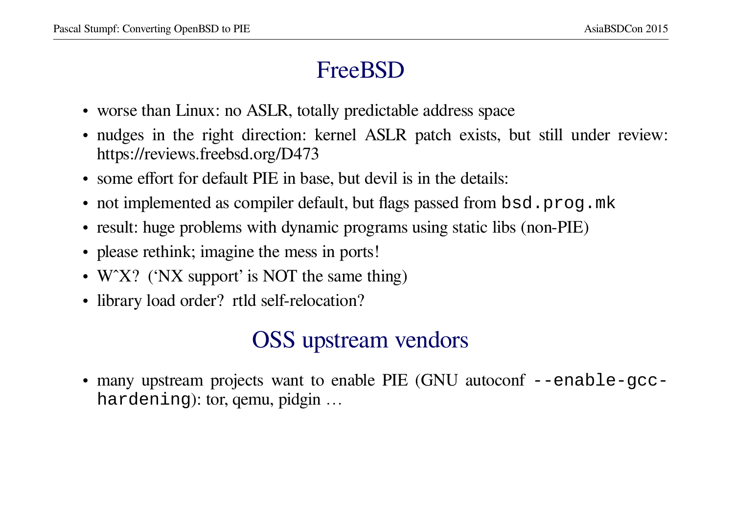# FreeBSD

- worse than Linux: no ASLR, totally predictable address space
- nudges in the right direction: kernel ASLR patch exists, but still under review: https://reviews.freebsd.org/D473
- some effort for default PIE in base, but devil is in the details:
- not implemented as compiler default, but flags passed from `bsd.prog.mk`
- result: huge problems with dynamic programs using static libs (non-PIE)
- please rethink; imagine the mess in ports!
- W^X? ('NX support' is NOT the same thing)
- library load order? rtld self-relocation?

# OSS upstream vendors

- many upstream projects want to enable PIE (GNU autoconf `--enable-gcc-hardening`): tor, qemu, pidgin …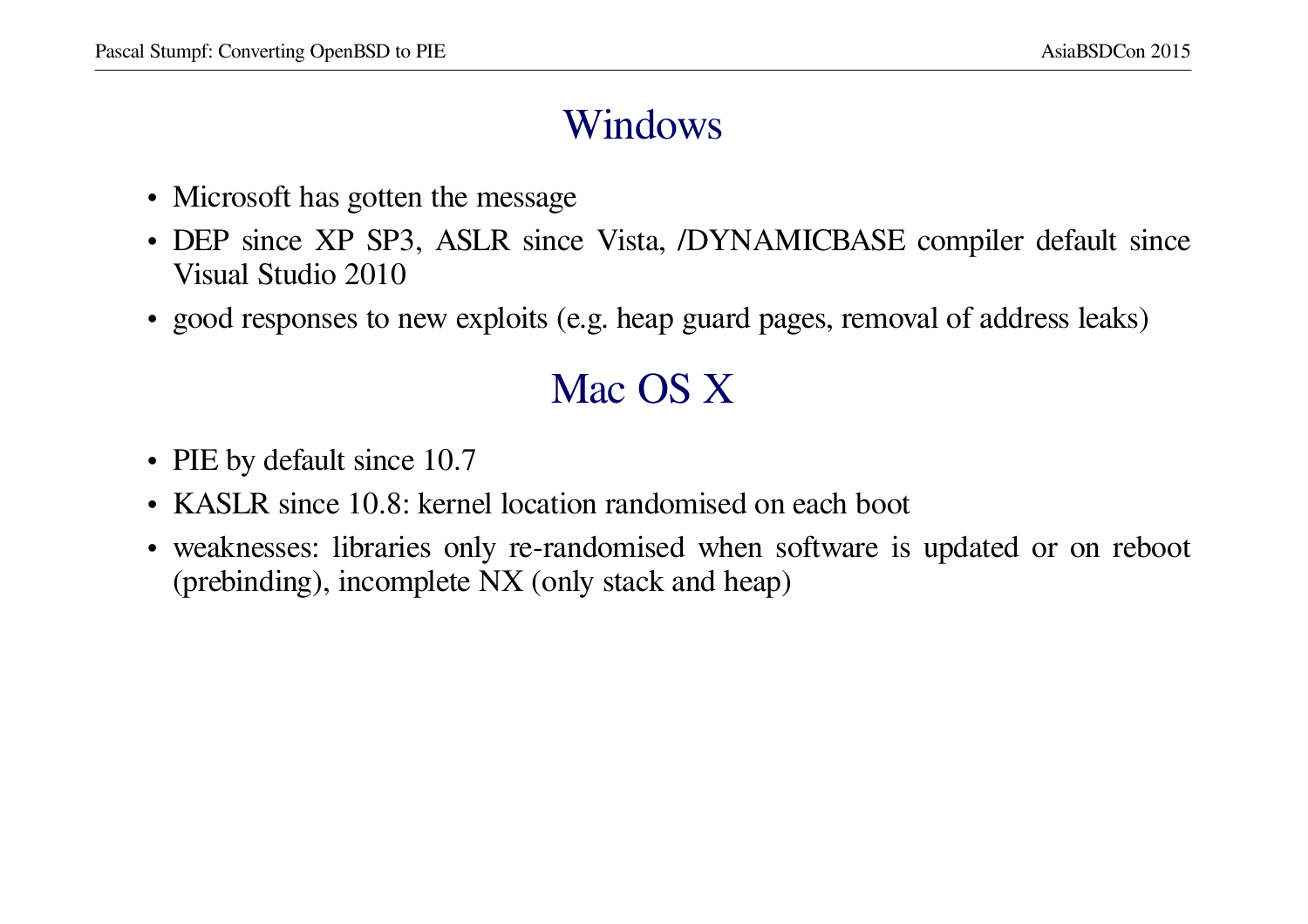# Windows

- Microsoft has gotten the message
- DEP since XP SP3, ASLR since Vista, /DYNAMICBASE compiler default since Visual Studio 2010
- good responses to new exploits (e.g. heap guard pages, removal of address leaks)

# Mac OS X

- PIE by default since 10.7
- KASLR since 10.8: kernel location randomised on each boot
- weaknesses: libraries only re-randomised when software is updated or on reboot (prebinding), incomplete NX (only stack and heap)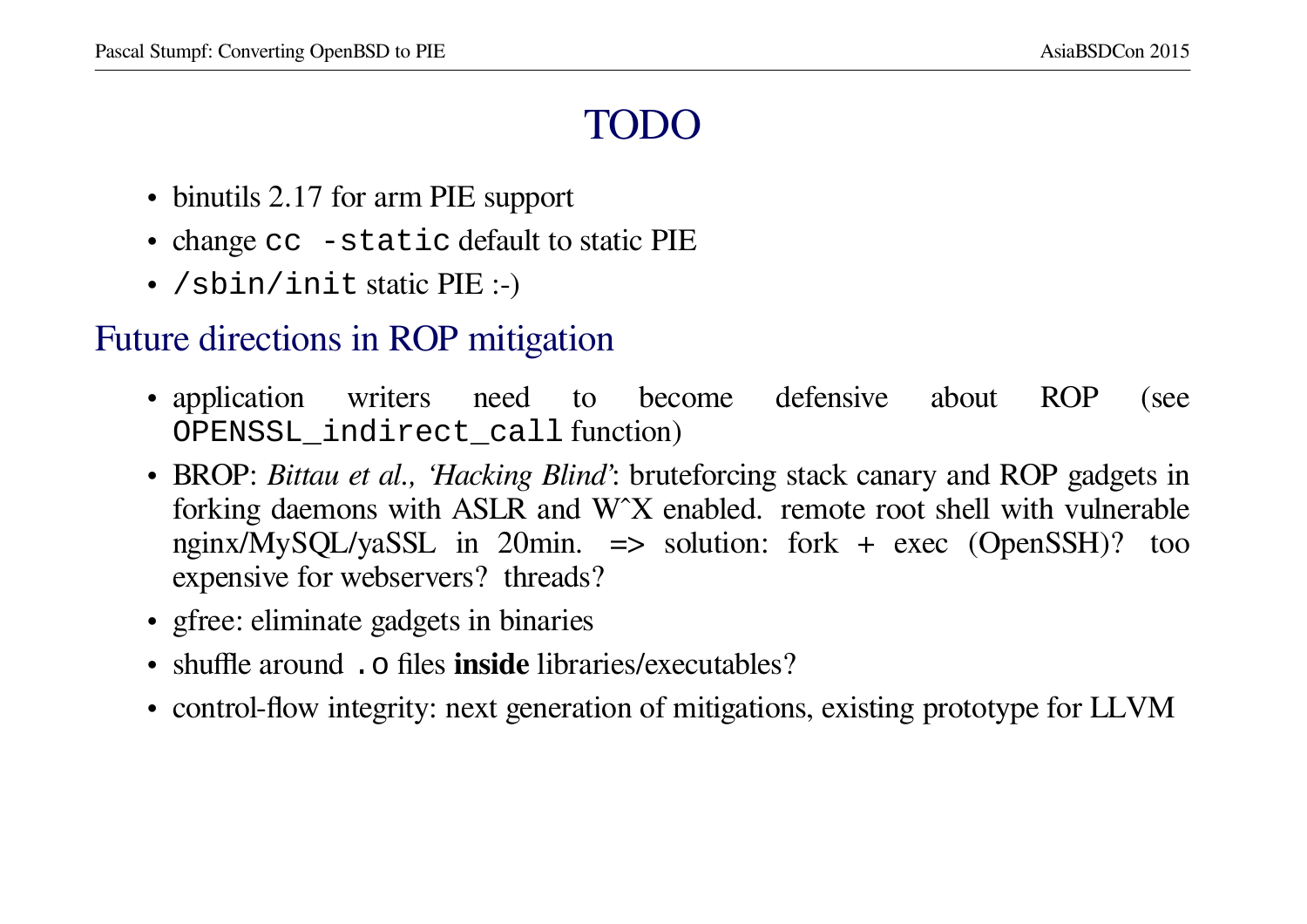# TODO

- binutils 2.17 for arm PIE support
- change `cc -static` default to static PIE
- `/sbin/init` static PIE :-)

## Future directions in ROP mitigation

- application writers need to become defensive about ROP (see `OPENSSL_indirect_call` function)
- BROP: *Bittau et al., 'Hacking Blind'*: bruteforcing stack canary and ROP gadgets in forking daemons with ASLR and W^X enabled. remote root shell with vulnerable nginx/MySQL/yaSSL in 20min. => solution: fork + exec (OpenSSH)? too expensive for webservers? threads?
- gfree: eliminate gadgets in binaries
- shuffle around `.o` files **inside** libraries/executables?
- control-flow integrity: next generation of mitigations, existing prototype for LLVM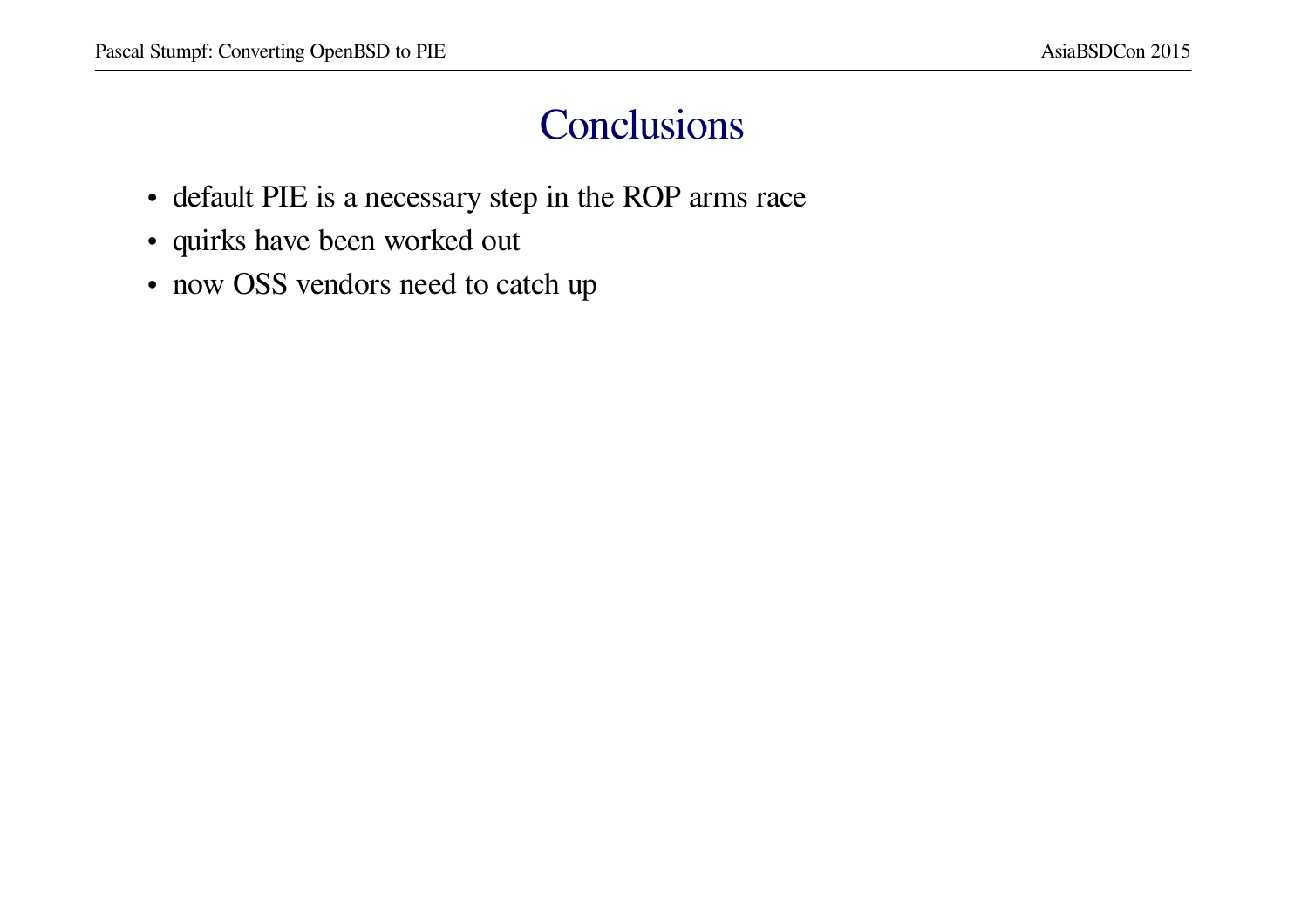# Conclusions

- default PIE is a necessary step in the ROP arms race
- quirks have been worked out
- now OSS vendors need to catch up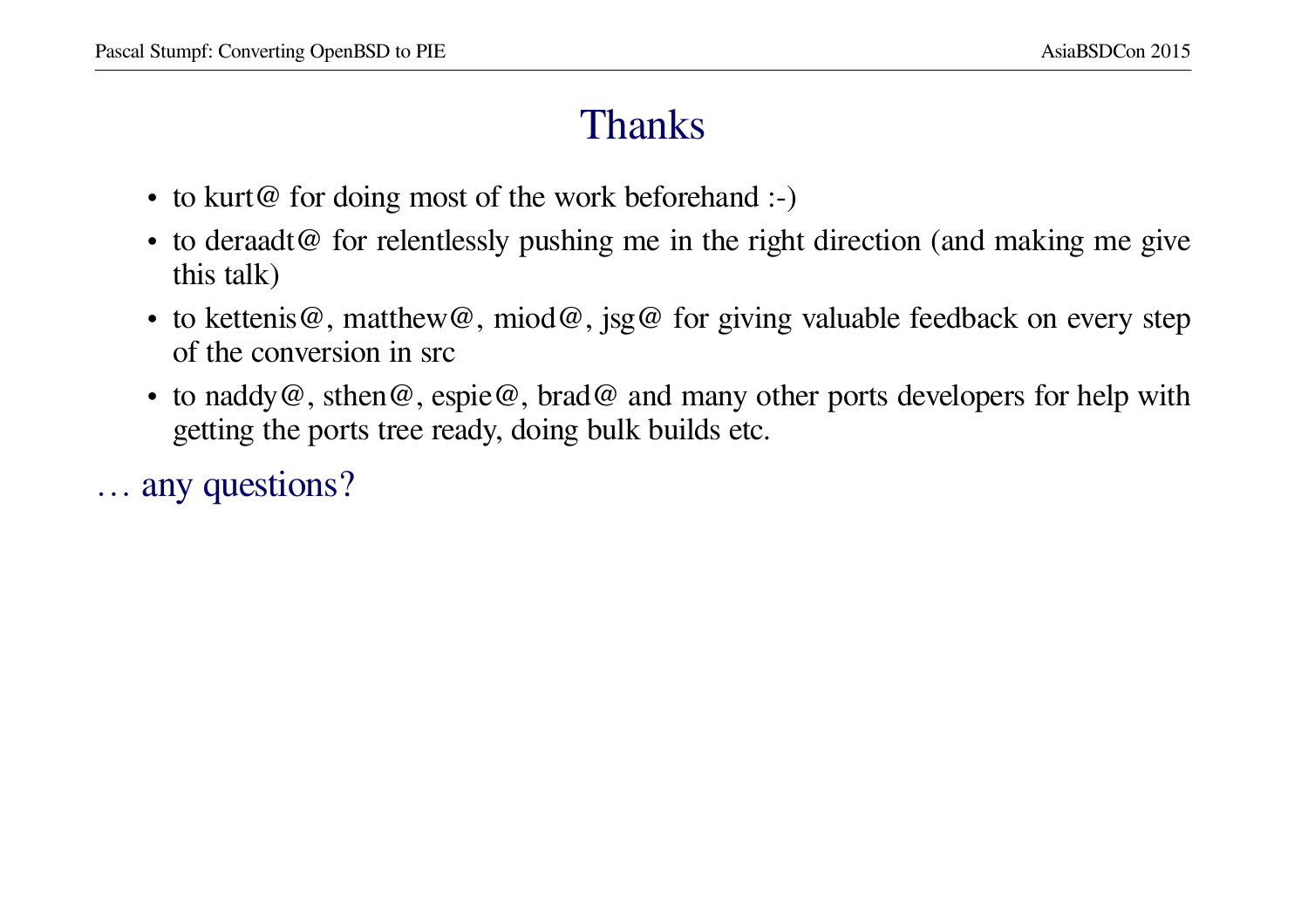# Thanks

- to kurt@ for doing most of the work beforehand :-)
- to deraadt@ for relentlessly pushing me in the right direction (and making me give this talk)
- to kettenis@, matthew@, miod@, jsg@ for giving valuable feedback on every step of the conversion in src
- to naddy@, sthen@, espie@, brad@ and many other ports developers for help with getting the ports tree ready, doing bulk builds etc.

… any questions?